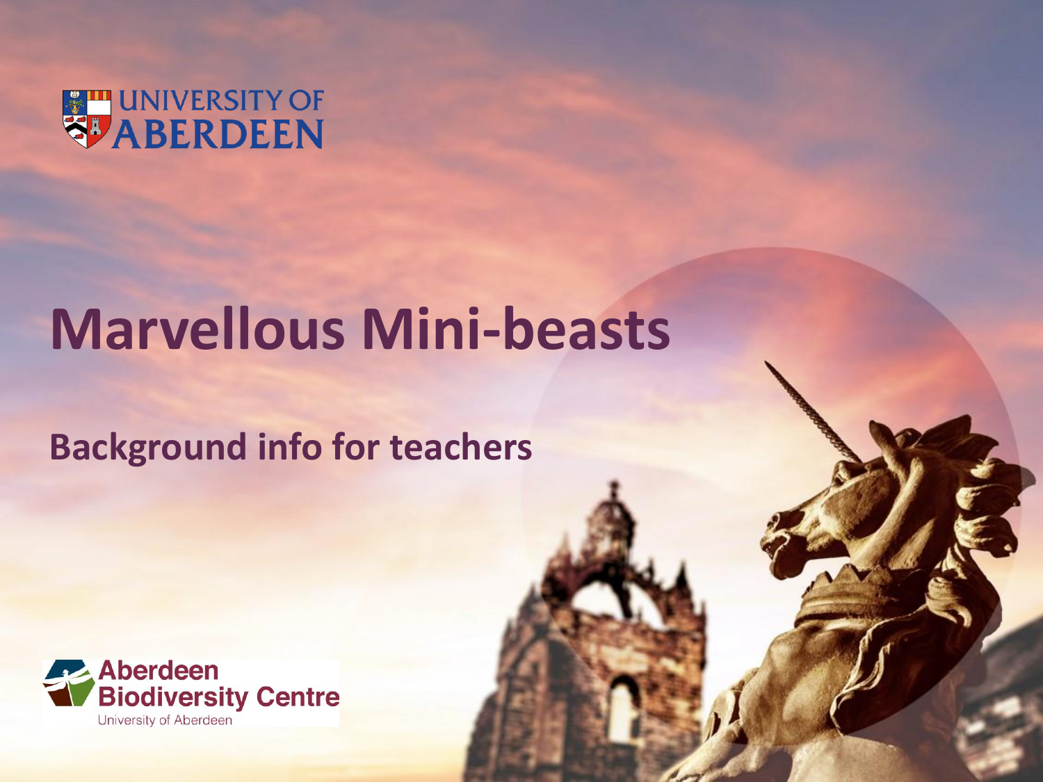UNIVERSITY OF ABERDEEN

# Marvellous Mini-beasts

## Background info for teachers

Aberdeen Biodiversity Centre
University of Aberdeen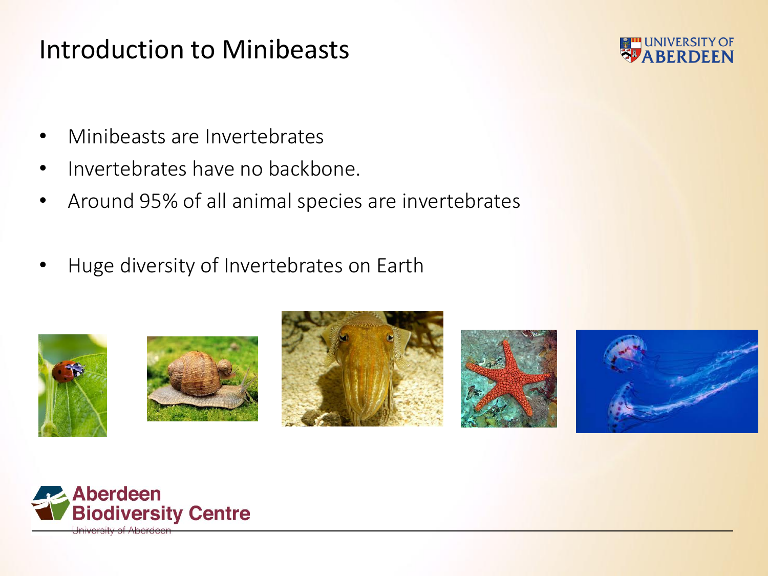# Introduction to Minibeasts

- Minibeasts are Invertebrates
- Invertebrates have no backbone.
- Around 95% of all animal species are invertebrates
- Huge diversity of Invertebrates on Earth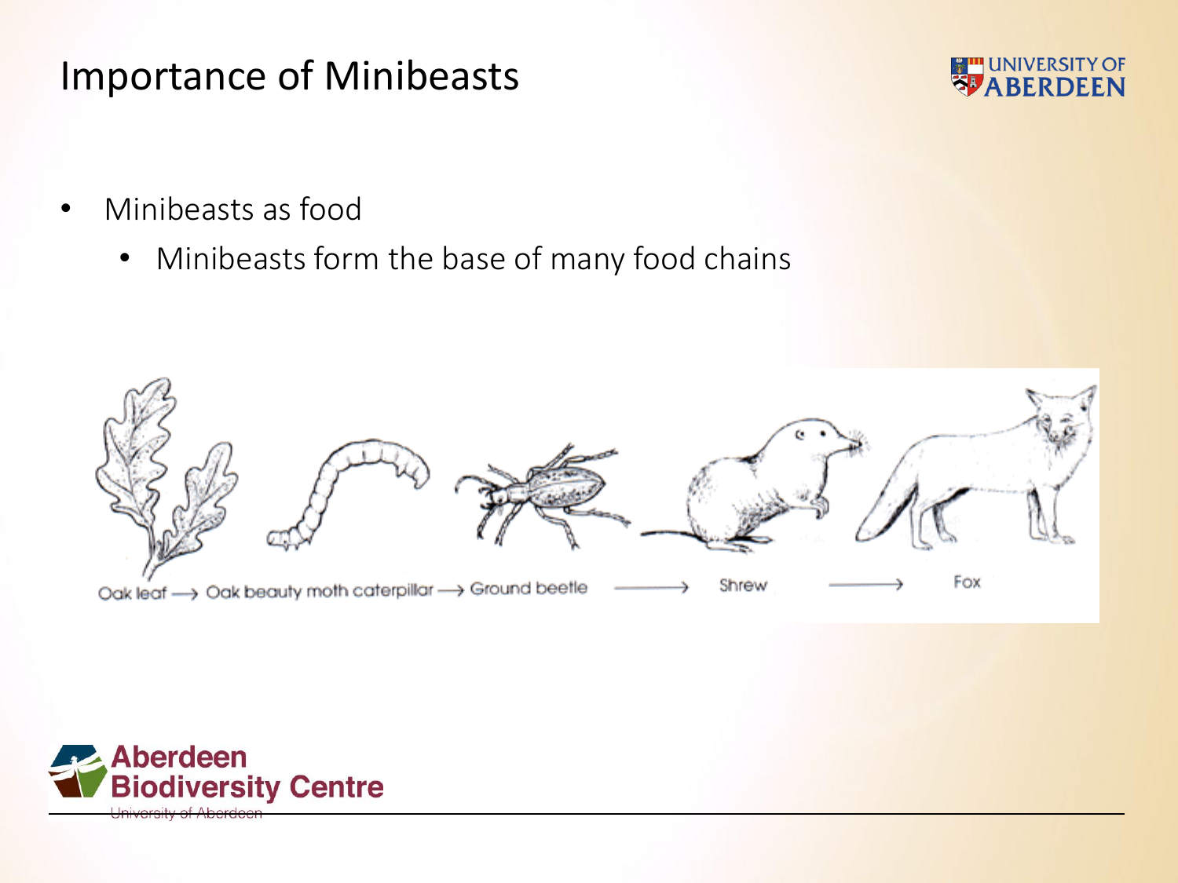# Importance of Minibeasts

- Minibeasts as food
  - Minibeasts form the base of many food chains

Oak leaf → Oak beauty moth caterpillar → Ground beetle → Shrew → Fox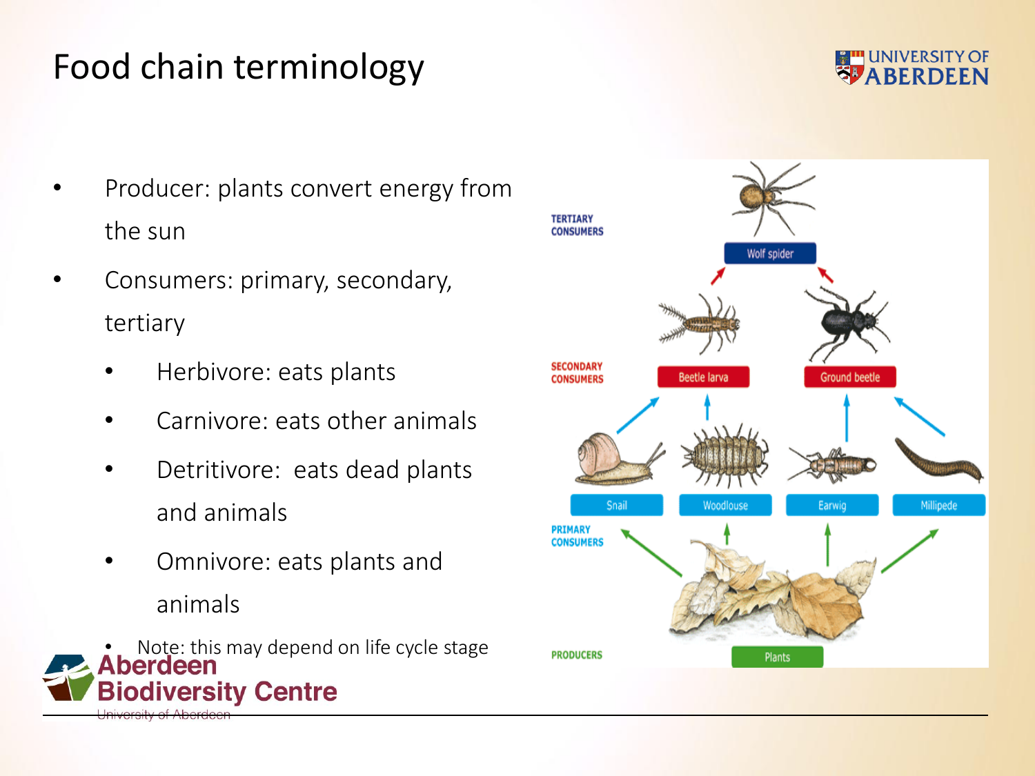# Food chain terminology

- Producer: plants convert energy from the sun
- Consumers: primary, secondary, tertiary
  - Herbivore: eats plants
  - Carnivore: eats other animals
  - Detritivore: eats dead plants and animals
  - Omnivore: eats plants and animals
  - Note: this may depend on life cycle stage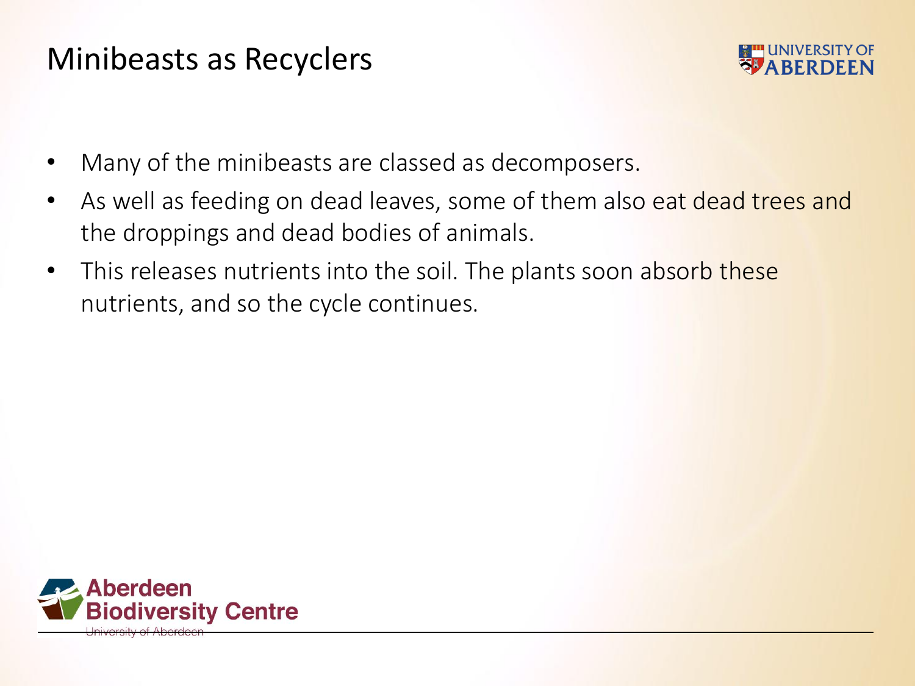# Minibeasts as Recyclers

- Many of the minibeasts are classed as decomposers.
- As well as feeding on dead leaves, some of them also eat dead trees and the droppings and dead bodies of animals.
- This releases nutrients into the soil. The plants soon absorb these nutrients, and so the cycle continues.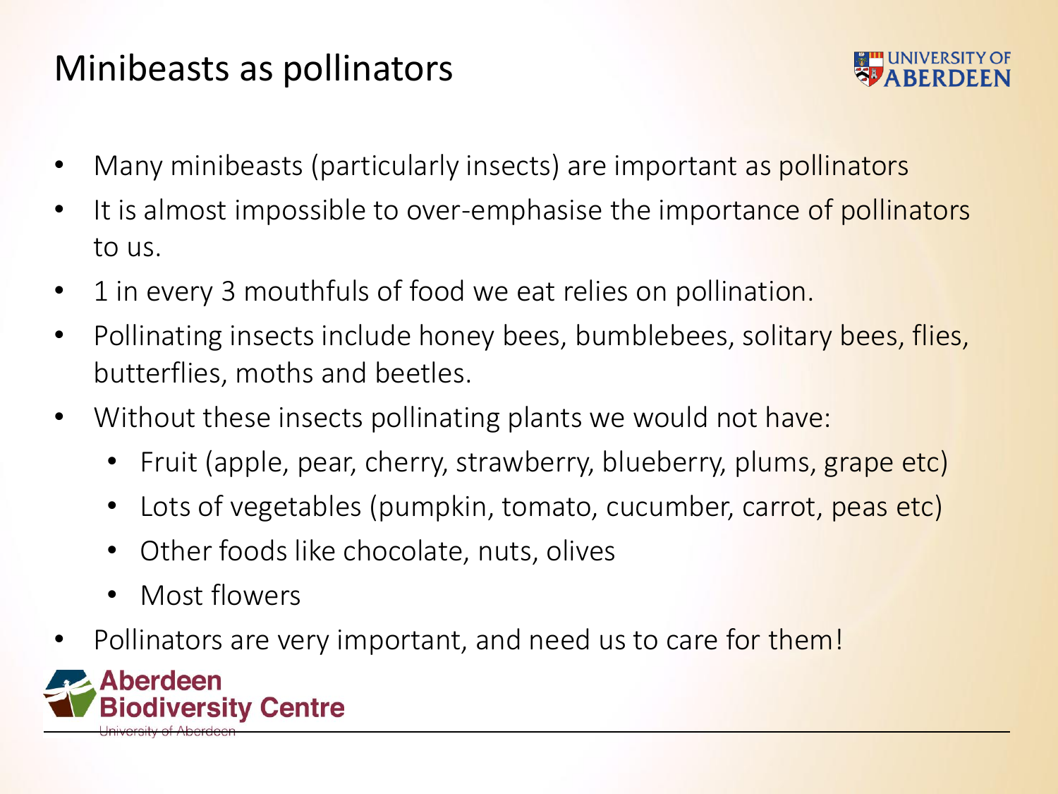# Minibeasts as pollinators

- Many minibeasts (particularly insects) are important as pollinators
- It is almost impossible to over-emphasise the importance of pollinators to us.
- 1 in every 3 mouthfuls of food we eat relies on pollination.
- Pollinating insects include honey bees, bumblebees, solitary bees, flies, butterflies, moths and beetles.
- Without these insects pollinating plants we would not have:
  - Fruit (apple, pear, cherry, strawberry, blueberry, plums, grape etc)
  - Lots of vegetables (pumpkin, tomato, cucumber, carrot, peas etc)
  - Other foods like chocolate, nuts, olives
  - Most flowers
- Pollinators are very important, and need us to care for them!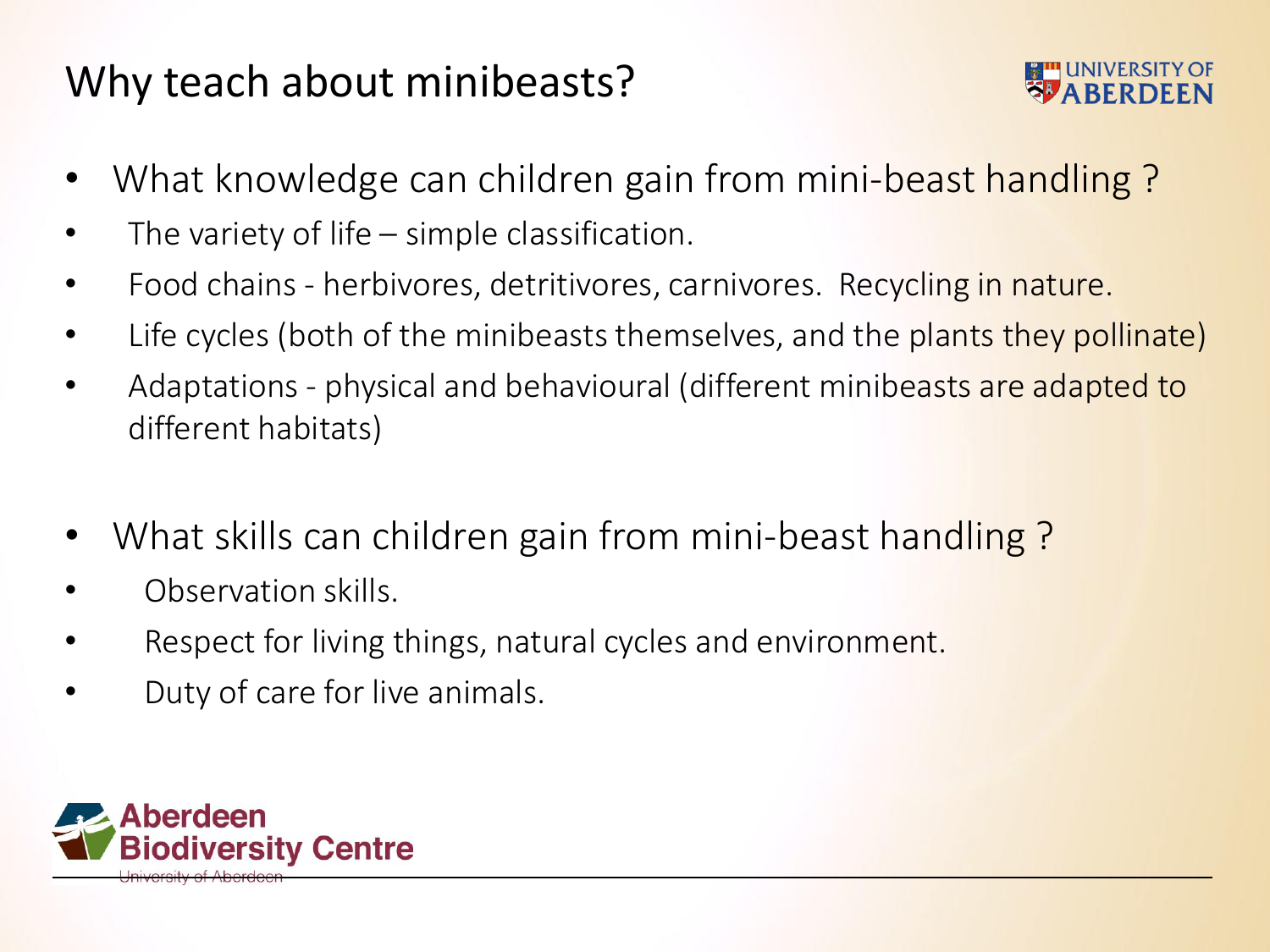# Why teach about minibeasts?

- What knowledge can children gain from mini-beast handling ?
  - The variety of life – simple classification.
  - Food chains - herbivores, detritivores, carnivores. Recycling in nature.
  - Life cycles (both of the minibeasts themselves, and the plants they pollinate)
  - Adaptations - physical and behavioural (different minibeasts are adapted to different habitats)

- What skills can children gain from mini-beast handling ?
  - Observation skills.
  - Respect for living things, natural cycles and environment.
  - Duty of care for live animals.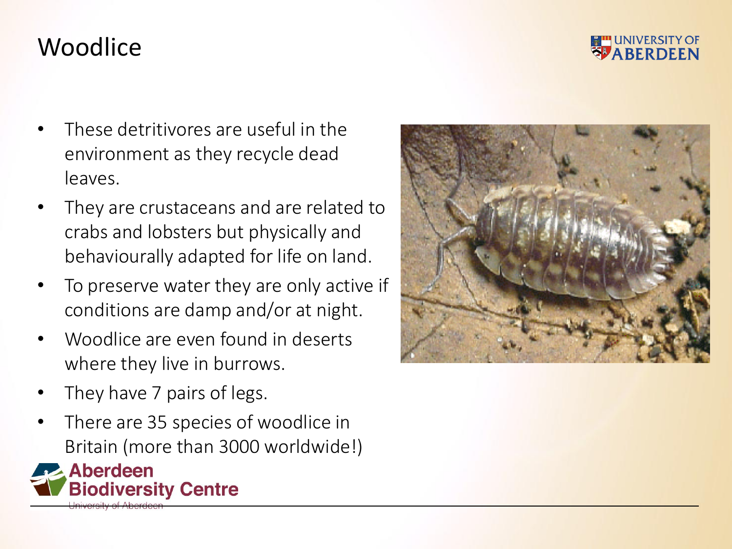# Woodlice

- These detritivores are useful in the environment as they recycle dead leaves.
- They are crustaceans and are related to crabs and lobsters but physically and behaviourally adapted for life on land.
- To preserve water they are only active if conditions are damp and/or at night.
- Woodlice are even found in deserts where they live in burrows.
- They have 7 pairs of legs.
- There are 35 species of woodlice in Britain (more than 3000 worldwide!)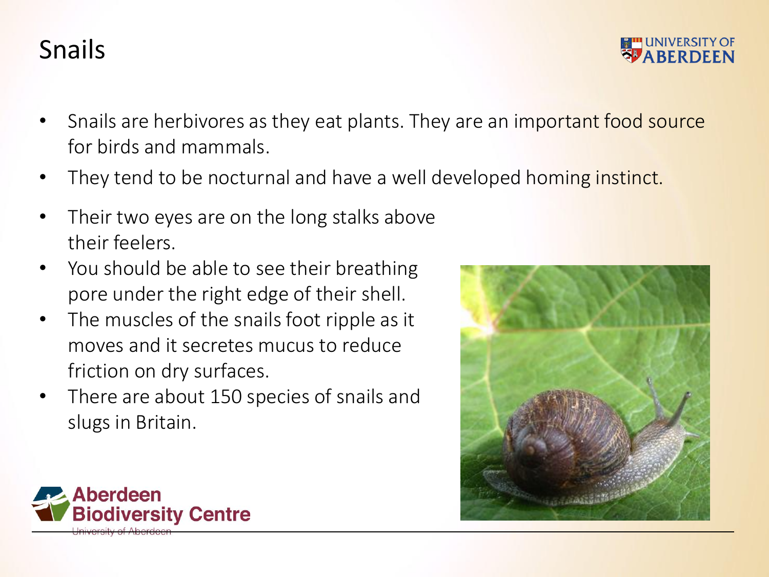# Snails

- Snails are herbivores as they eat plants. They are an important food source for birds and mammals.
- They tend to be nocturnal and have a well developed homing instinct.
- Their two eyes are on the long stalks above their feelers.
- You should be able to see their breathing pore under the right edge of their shell.
- The muscles of the snails foot ripple as it moves and it secretes mucus to reduce friction on dry surfaces.
- There are about 150 species of snails and slugs in Britain.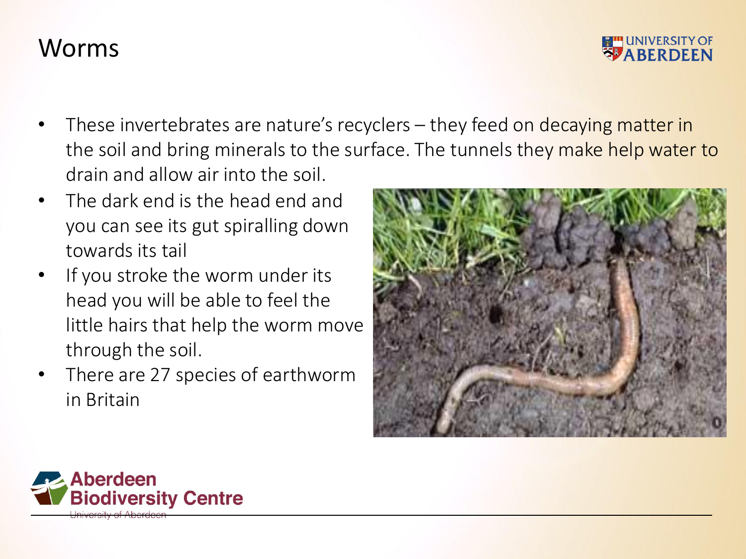# Worms

- These invertebrates are nature's recyclers – they feed on decaying matter in the soil and bring minerals to the surface. The tunnels they make help water to drain and allow air into the soil.
- The dark end is the head end and you can see its gut spiralling down towards its tail
- If you stroke the worm under its head you will be able to feel the little hairs that help the worm move through the soil.
- There are 27 species of earthworm in Britain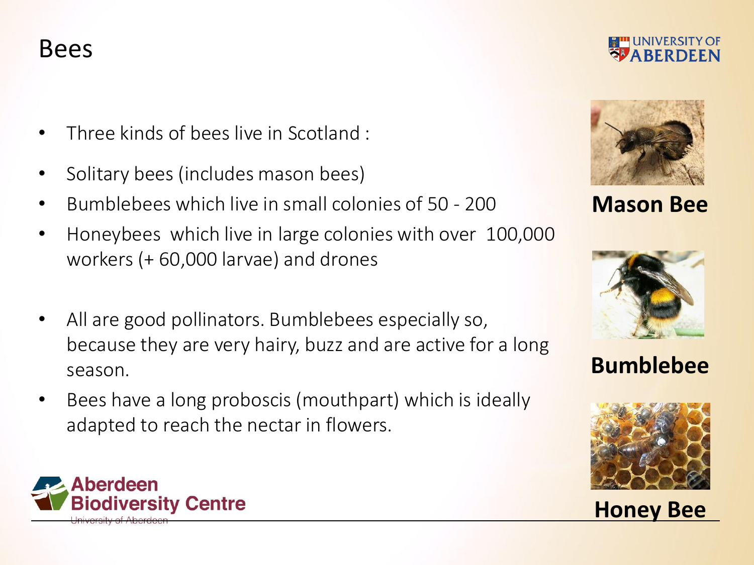# Bees

- Three kinds of bees live in Scotland :
- Solitary bees (includes mason bees)
- Bumblebees which live in small colonies of 50 - 200
- Honeybees which live in large colonies with over 100,000 workers (+ 60,000 larvae) and drones

- All are good pollinators. Bumblebees especially so, because they are very hairy, buzz and are active for a long season.
- Bees have a long proboscis (mouthpart) which is ideally adapted to reach the nectar in flowers.

**Mason Bee**

**Bumblebee**

**Honey Bee**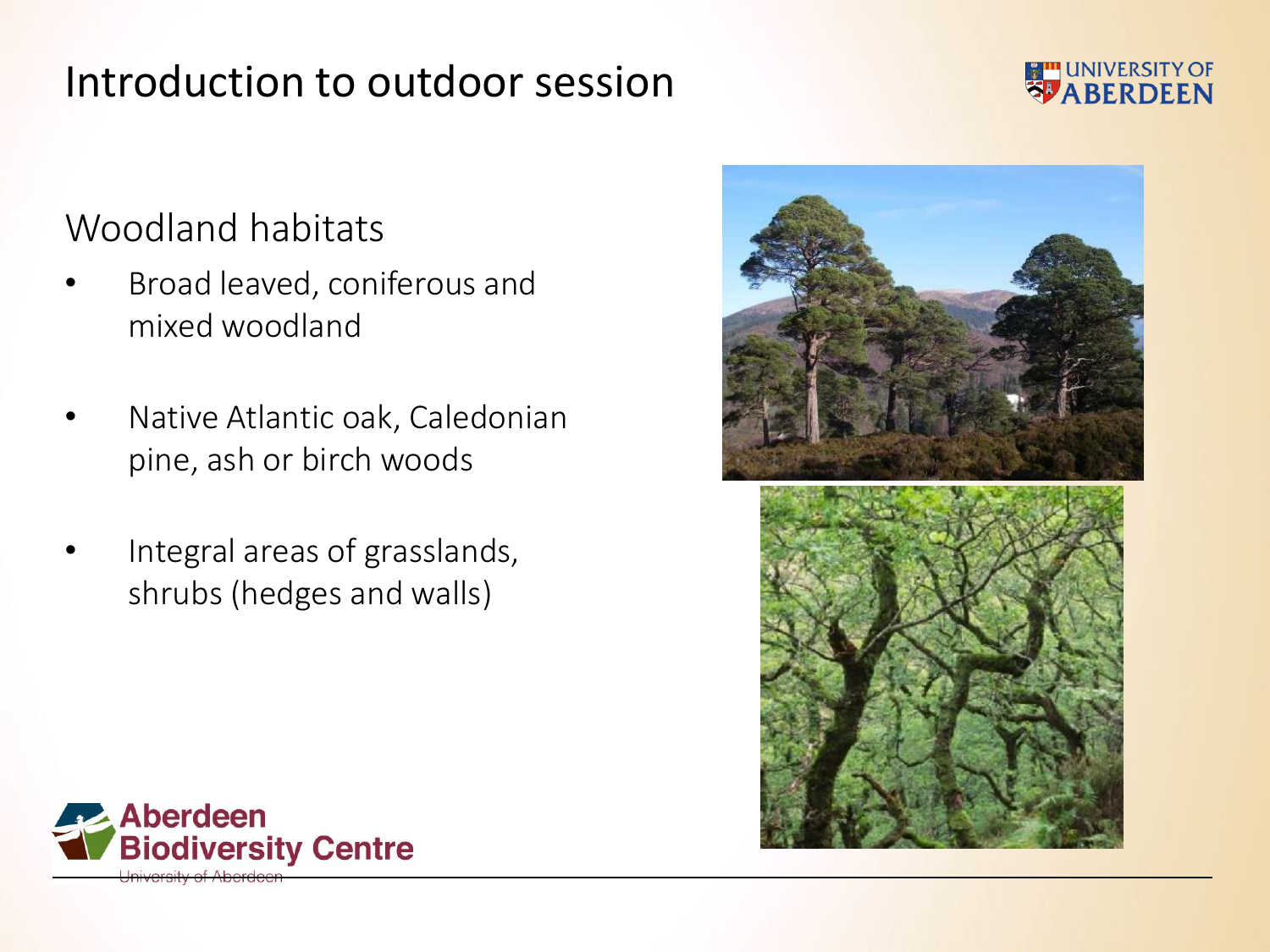# Introduction to outdoor session

## Woodland habitats

- Broad leaved, coniferous and mixed woodland
- Native Atlantic oak, Caledonian pine, ash or birch woods
- Integral areas of grasslands, shrubs (hedges and walls)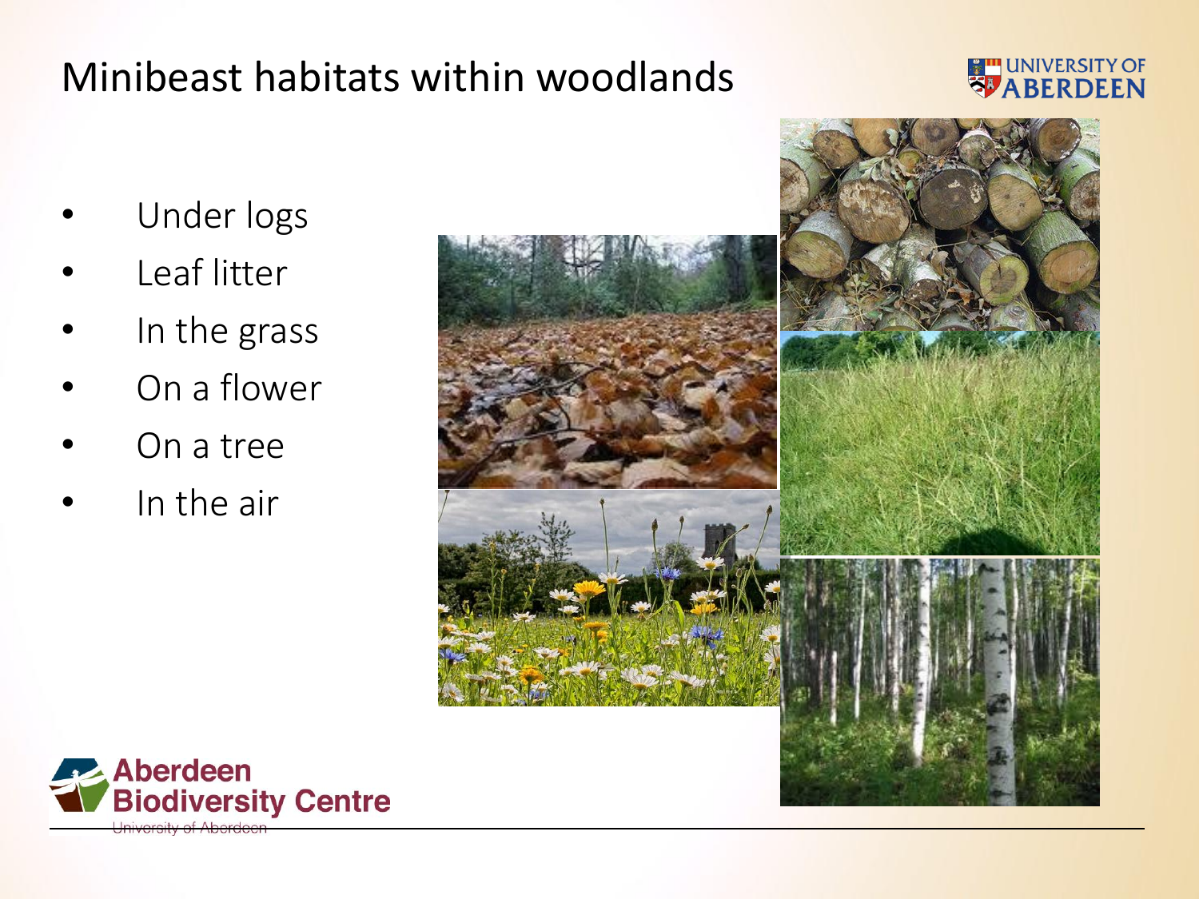# Minibeast habitats within woodlands

- Under logs
- Leaf litter
- In the grass
- On a flower
- On a tree
- In the air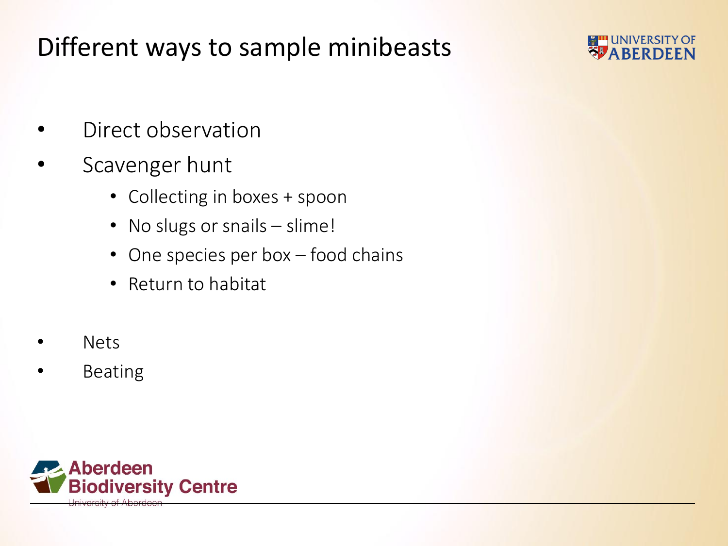# Different ways to sample minibeasts

- Direct observation
- Scavenger hunt
  - Collecting in boxes + spoon
  - No slugs or snails – slime!
  - One species per box – food chains
  - Return to habitat
- Nets
- Beating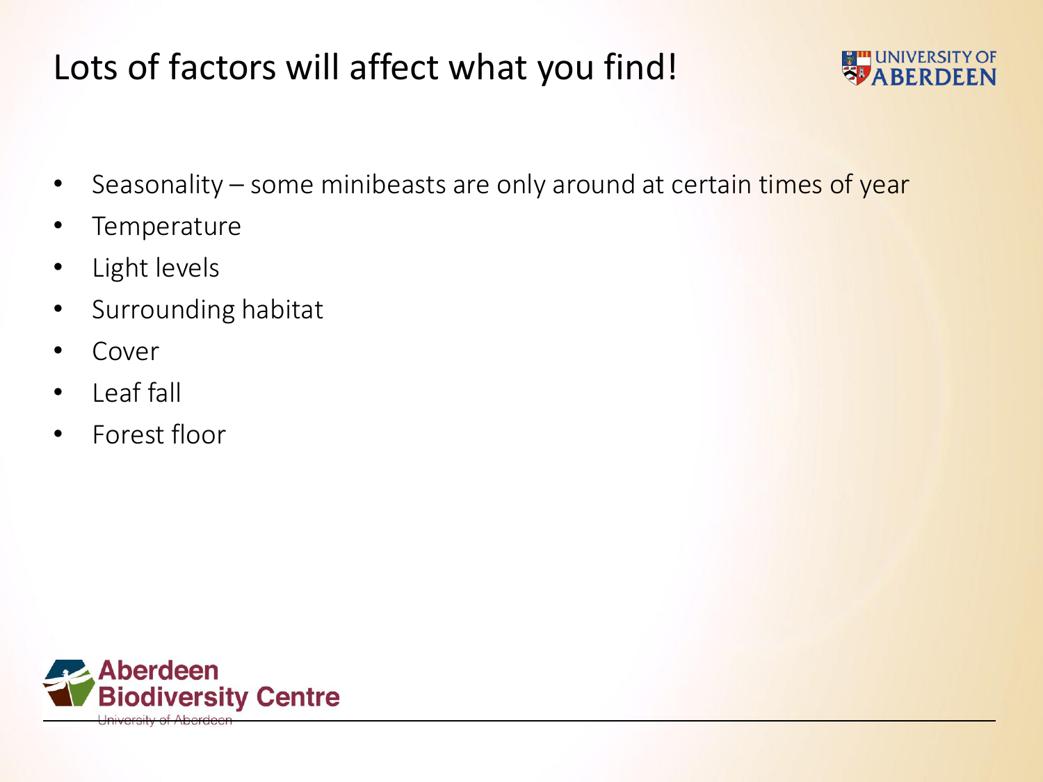# Lots of factors will affect what you find!

- Seasonality – some minibeasts are only around at certain times of year
- Temperature
- Light levels
- Surrounding habitat
- Cover
- Leaf fall
- Forest floor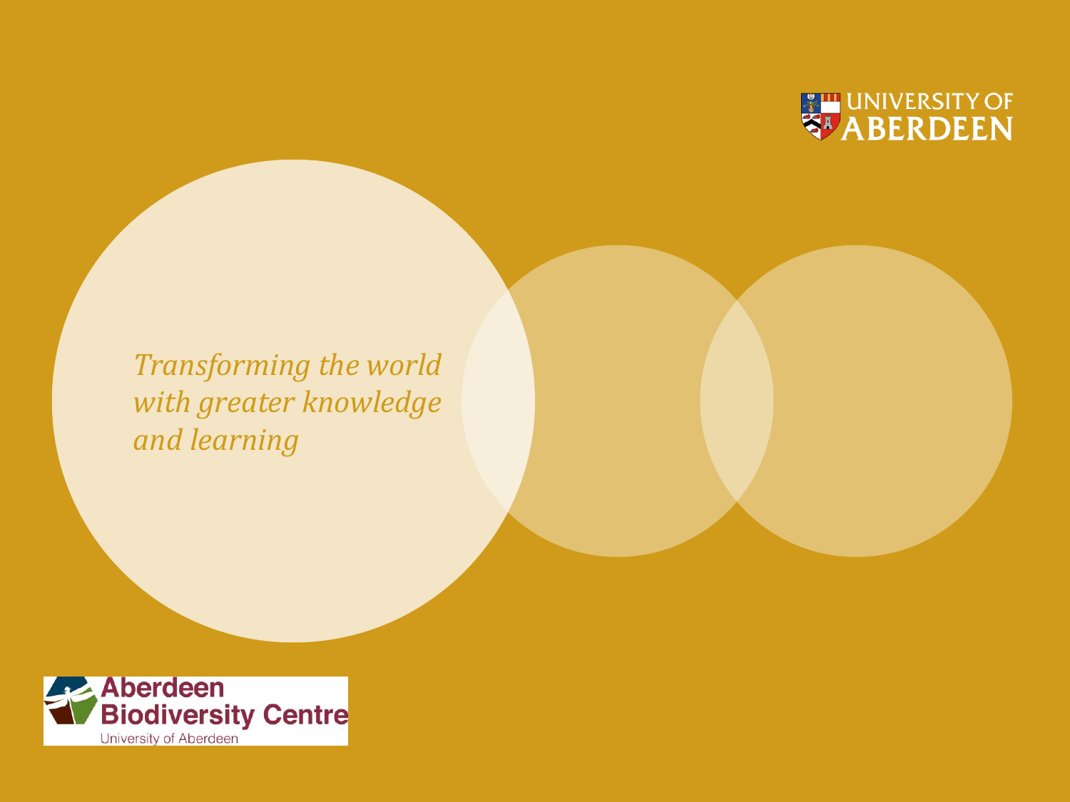UNIVERSITY OF ABERDEEN

*Transforming the world with greater knowledge and learning*

Aberdeen Biodiversity Centre

University of Aberdeen